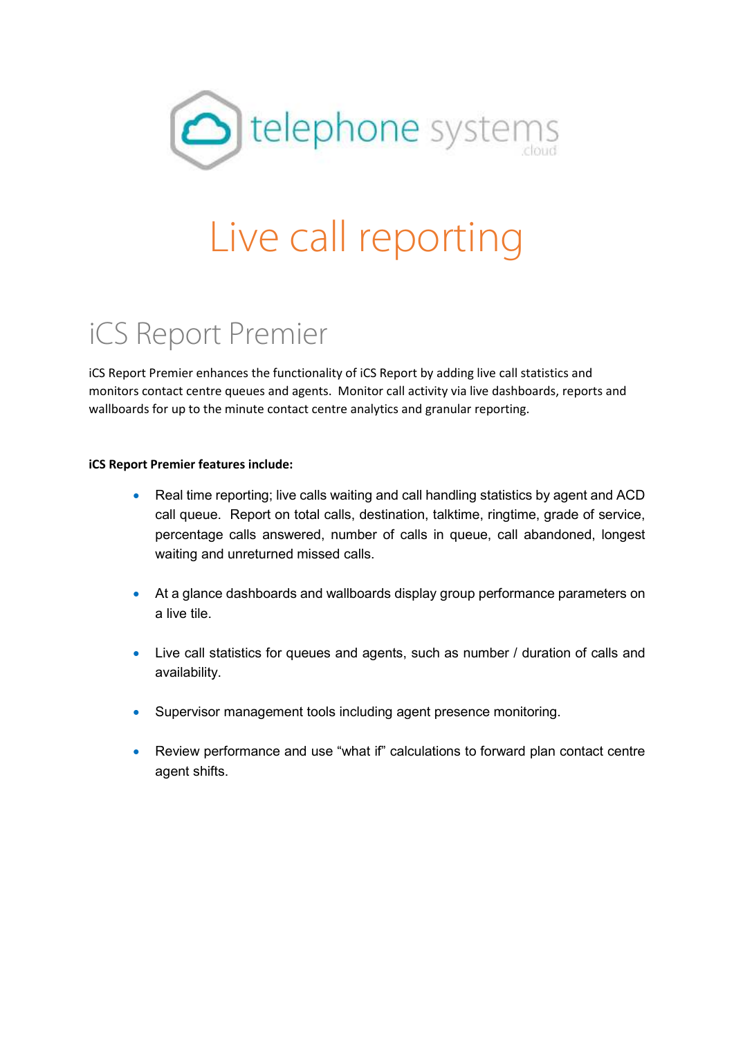telephone systems .cloud

# Live call reporting

## iCS Report Premier

iCS Report Premier enhances the functionality of iCS Report by adding live call statistics and monitors contact centre queues and agents. Monitor call activity via live dashboards, reports and wallboards for up to the minute contact centre analytics and granular reporting.

**iCS Report Premier features include:**

- Real time reporting; live calls waiting and call handling statistics by agent and ACD call queue. Report on total calls, destination, talktime, ringtime, grade of service, percentage calls answered, number of calls in queue, call abandoned, longest waiting and unreturned missed calls.
- At a glance dashboards and wallboards display group performance parameters on a live tile.
- Live call statistics for queues and agents, such as number / duration of calls and availability.
- Supervisor management tools including agent presence monitoring.
- Review performance and use “what if” calculations to forward plan contact centre agent shifts.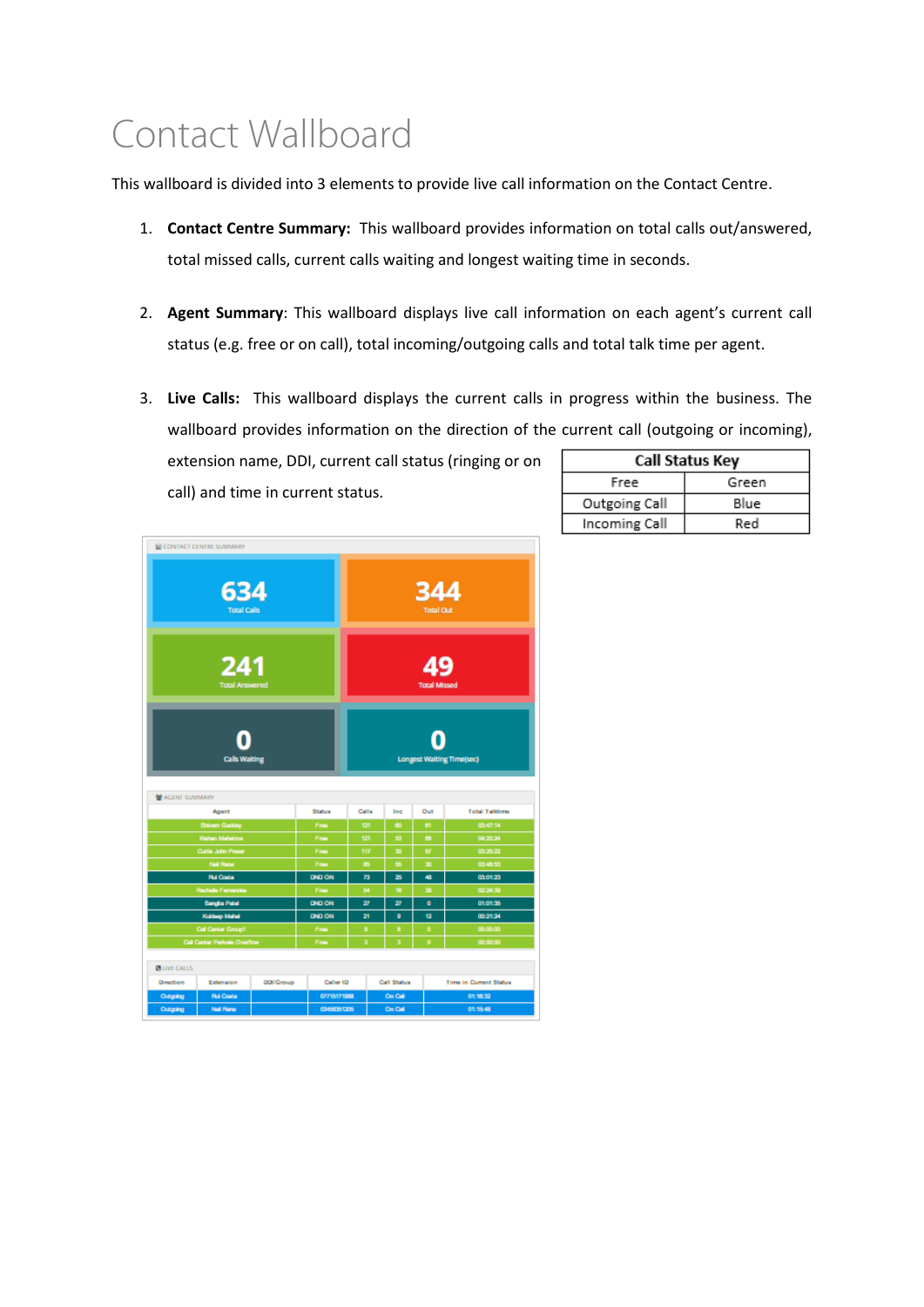# Contact Wallboard

This wallboard is divided into 3 elements to provide live call information on the Contact Centre.

1. **Contact Centre Summary:** This wallboard provides information on total calls out/answered, total missed calls, current calls waiting and longest waiting time in seconds.

2. **Agent Summary**: This wallboard displays live call information on each agent's current call status (e.g. free or on call), total incoming/outgoing calls and total talk time per agent.

3. **Live Calls:** This wallboard displays the current calls in progress within the business. The wallboard provides information on the direction of the current call (outgoing or incoming), extension name, DDI, current call status (ringing or on call) and time in current status.

| Call Status Key | |
|---|---|
| Free | Green |
| Outgoing Call | Blue |
| Incoming Call | Red |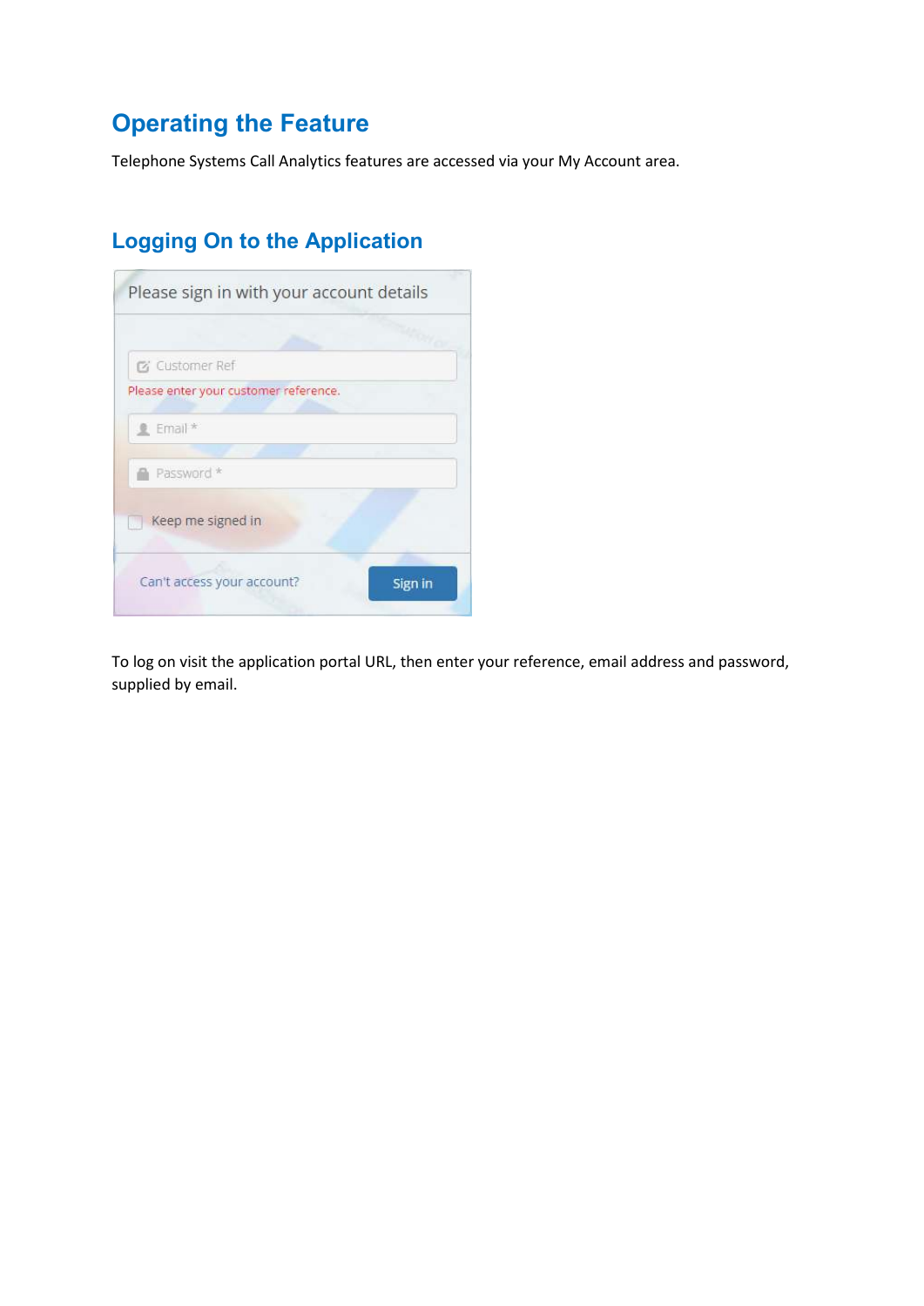## Operating the Feature

Telephone Systems Call Analytics features are accessed via your My Account area.

## Logging On to the Application

To log on visit the application portal URL, then enter your reference, email address and password, supplied by email.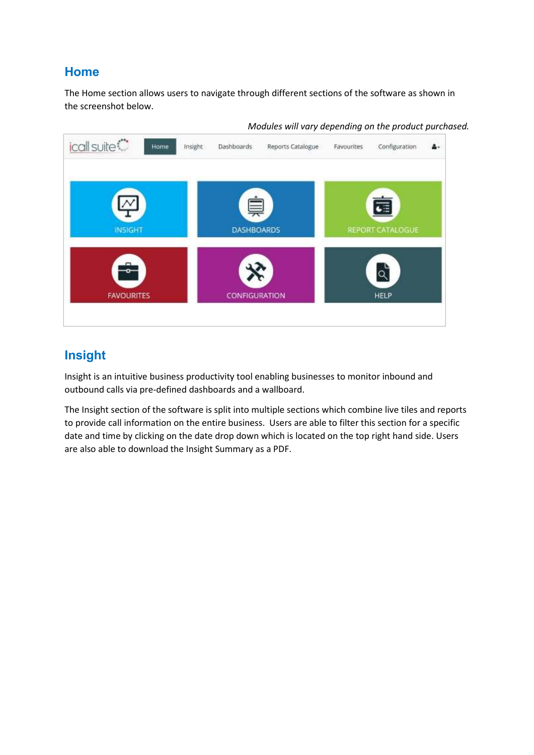## Home

The Home section allows users to navigate through different sections of the software as shown in the screenshot below.

*Modules will vary depending on the product purchased.*

## Insight

Insight is an intuitive business productivity tool enabling businesses to monitor inbound and outbound calls via pre-defined dashboards and a wallboard.

The Insight section of the software is split into multiple sections which combine live tiles and reports to provide call information on the entire business. Users are able to filter this section for a specific date and time by clicking on the date drop down which is located on the top right hand side. Users are also able to download the Insight Summary as a PDF.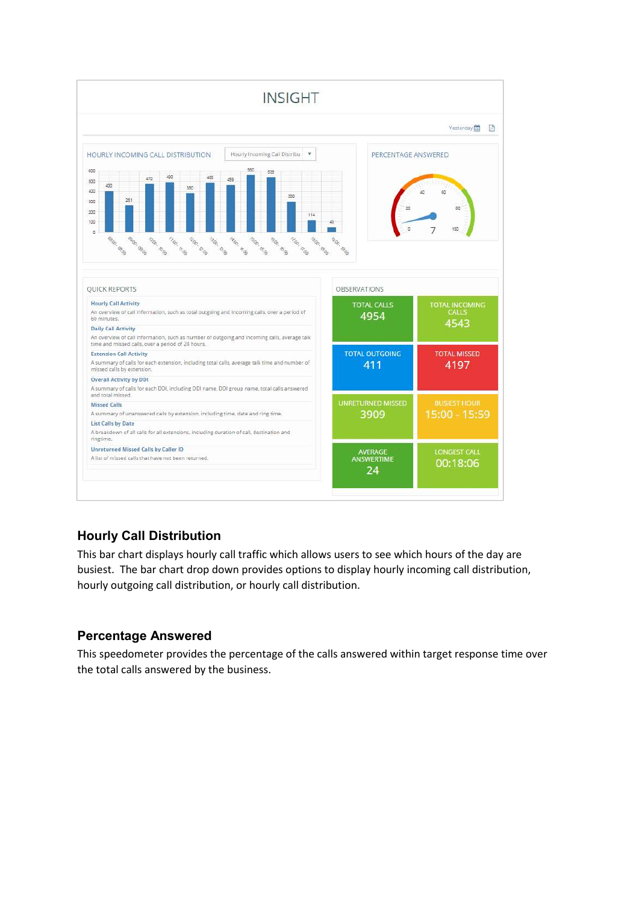## INSIGHT

Yesterday

### HOURLY INCOMING CALL DISTRIBUTION

Hourly Incoming Call Distribu ▼

### PERCENTAGE ANSWERED

7

### QUICK REPORTS

**Hourly Call Activity**
An overview of call information, such as total outgoing and incoming calls, over a period of 60 minutes.

**Daily Call Activity**
An overview of call information, such as number of outgoing and incoming calls, average talk time and missed calls, over a period of 24 hours.

**Extension Call Activity**
A summary of calls for each extension, including total calls, average talk time and number of missed calls by extension.

**Overall Activity by DDI**
A summary of calls for each DDI, including DDI name, DDI group name, total calls answered and total missed.

**Missed Calls**
A summary of unanswered calls by extension, including time, date and ring time.

**List Calls by Date**
A breakdown of all calls for all extensions, including duration of call, destination and ringtime.

**Unreturned Missed Calls by Caller ID**
A list of missed calls that have not been returned.

### OBSERVATIONS

| | |
|---|---|
| TOTAL CALLS 4954 | TOTAL INCOMING CALLS 4543 |
| TOTAL OUTGOING 411 | TOTAL MISSED 4197 |
| UNRETURNED MISSED 3909 | BUSIEST HOUR 15:00 - 15:59 |
| AVERAGE ANSWERTIME 24 | LONGEST CALL 00:18:06 |

## Hourly Call Distribution

This bar chart displays hourly call traffic which allows users to see which hours of the day are busiest. The bar chart drop down provides options to display hourly incoming call distribution, hourly outgoing call distribution, or hourly call distribution.

## Percentage Answered

This speedometer provides the percentage of the calls answered within target response time over the total calls answered by the business.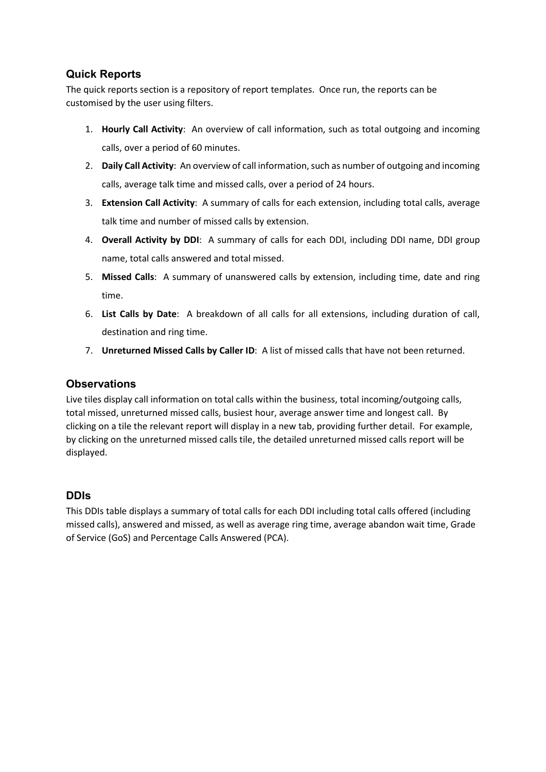## Quick Reports

The quick reports section is a repository of report templates. Once run, the reports can be customised by the user using filters.

1. **Hourly Call Activity**: An overview of call information, such as total outgoing and incoming calls, over a period of 60 minutes.
2. **Daily Call Activity**: An overview of call information, such as number of outgoing and incoming calls, average talk time and missed calls, over a period of 24 hours.
3. **Extension Call Activity**: A summary of calls for each extension, including total calls, average talk time and number of missed calls by extension.
4. **Overall Activity by DDI**: A summary of calls for each DDI, including DDI name, DDI group name, total calls answered and total missed.
5. **Missed Calls**: A summary of unanswered calls by extension, including time, date and ring time.
6. **List Calls by Date**: A breakdown of all calls for all extensions, including duration of call, destination and ring time.
7. **Unreturned Missed Calls by Caller ID**: A list of missed calls that have not been returned.

## Observations

Live tiles display call information on total calls within the business, total incoming/outgoing calls, total missed, unreturned missed calls, busiest hour, average answer time and longest call. By clicking on a tile the relevant report will display in a new tab, providing further detail. For example, by clicking on the unreturned missed calls tile, the detailed unreturned missed calls report will be displayed.

## DDIs

This DDIs table displays a summary of total calls for each DDI including total calls offered (including missed calls), answered and missed, as well as average ring time, average abandon wait time, Grade of Service (GoS) and Percentage Calls Answered (PCA).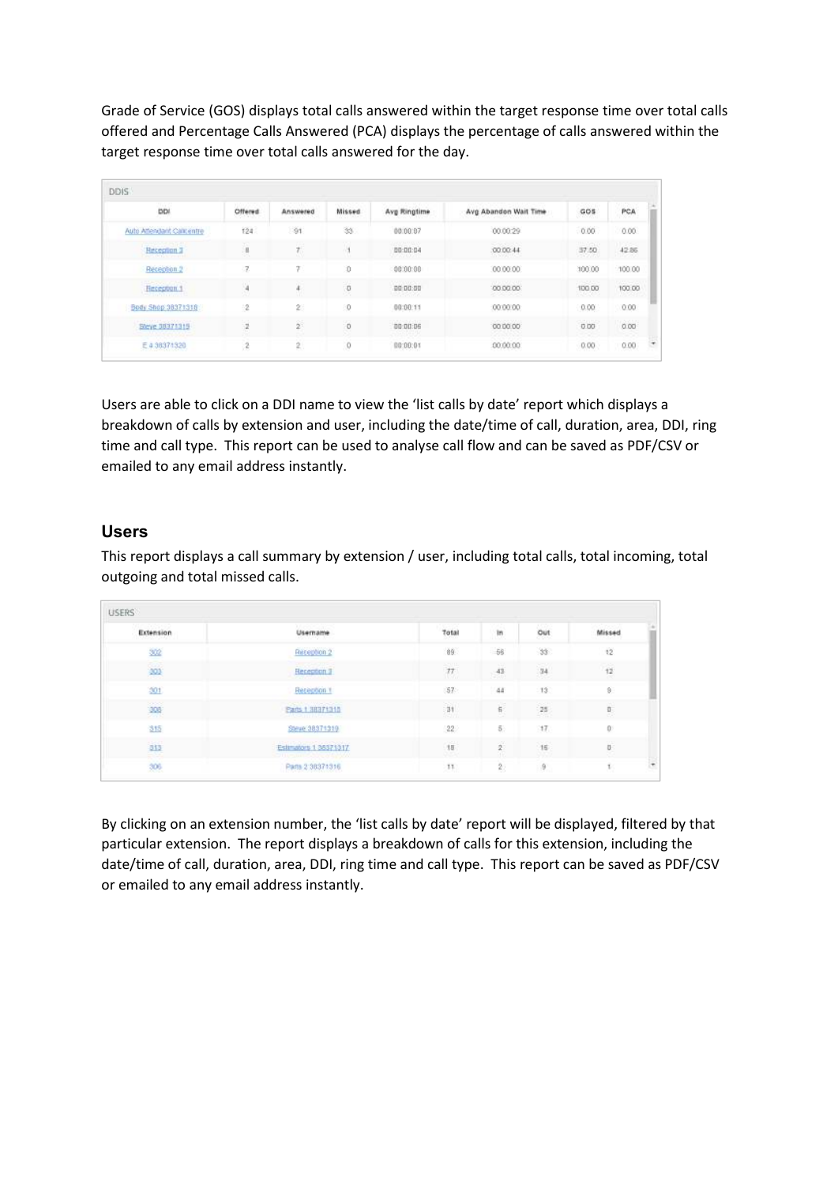Grade of Service (GOS) displays total calls answered within the target response time over total calls offered and Percentage Calls Answered (PCA) displays the percentage of calls answered within the target response time over total calls answered for the day.

DDIS

| DDI | Offered | Answered | Missed | Avg Ringtime | Avg Abandon Wait Time | GOS | PCA |
|---|---|---|---|---|---|---|---|
| Auto Attendant Callcentre | 124 | 91 | 33 | 00:00:07 | 00:00:29 | 0.00 | 0.00 |
| Reception 3 | 8 | 7 | 1 | 00:00:04 | 00:00:44 | 37.50 | 42.86 |
| Reception 2 | 7 | 7 | 0 | 00:00:00 | 00:00:00 | 100.00 | 100.00 |
| Reception 1 | 4 | 4 | 0 | 00:00:00 | 00:00:00 | 100.00 | 100.00 |
| Body Shop 38371318 | 2 | 2 | 0 | 00:00:11 | 00:00:00 | 0.00 | 0.00 |
| Steve 38371319 | 2 | 2 | 0 | 00:00:06 | 00:00:00 | 0.00 | 0.00 |
| E 4 38371320 | 2 | 2 | 0 | 00:00:01 | 00:00:00 | 0.00 | 0.00 |

Users are able to click on a DDI name to view the 'list calls by date' report which displays a breakdown of calls by extension and user, including the date/time of call, duration, area, DDI, ring time and call type. This report can be used to analyse call flow and can be saved as PDF/CSV or emailed to any email address instantly.

## Users

This report displays a call summary by extension / user, including total calls, total incoming, total outgoing and total missed calls.

USERS

| Extension | Username | Total | In | Out | Missed |
|---|---|---|---|---|---|
| 302 | Reception 2 | 89 | 56 | 33 | 12 |
| 303 | Reception 3 | 77 | 43 | 34 | 12 |
| 301 | Reception 1 | 57 | 44 | 13 | 9 |
| 308 | Parts 1 38371315 | 31 | 6 | 25 | 0 |
| 315 | Steve 38371319 | 22 | 5 | 17 | 0 |
| 313 | Estimators 1 38371317 | 18 | 2 | 16 | 0 |
| 306 | Parts 2 38371316 | 11 | 2 | 9 | 1 |

By clicking on an extension number, the 'list calls by date' report will be displayed, filtered by that particular extension. The report displays a breakdown of calls for this extension, including the date/time of call, duration, area, DDI, ring time and call type. This report can be saved as PDF/CSV or emailed to any email address instantly.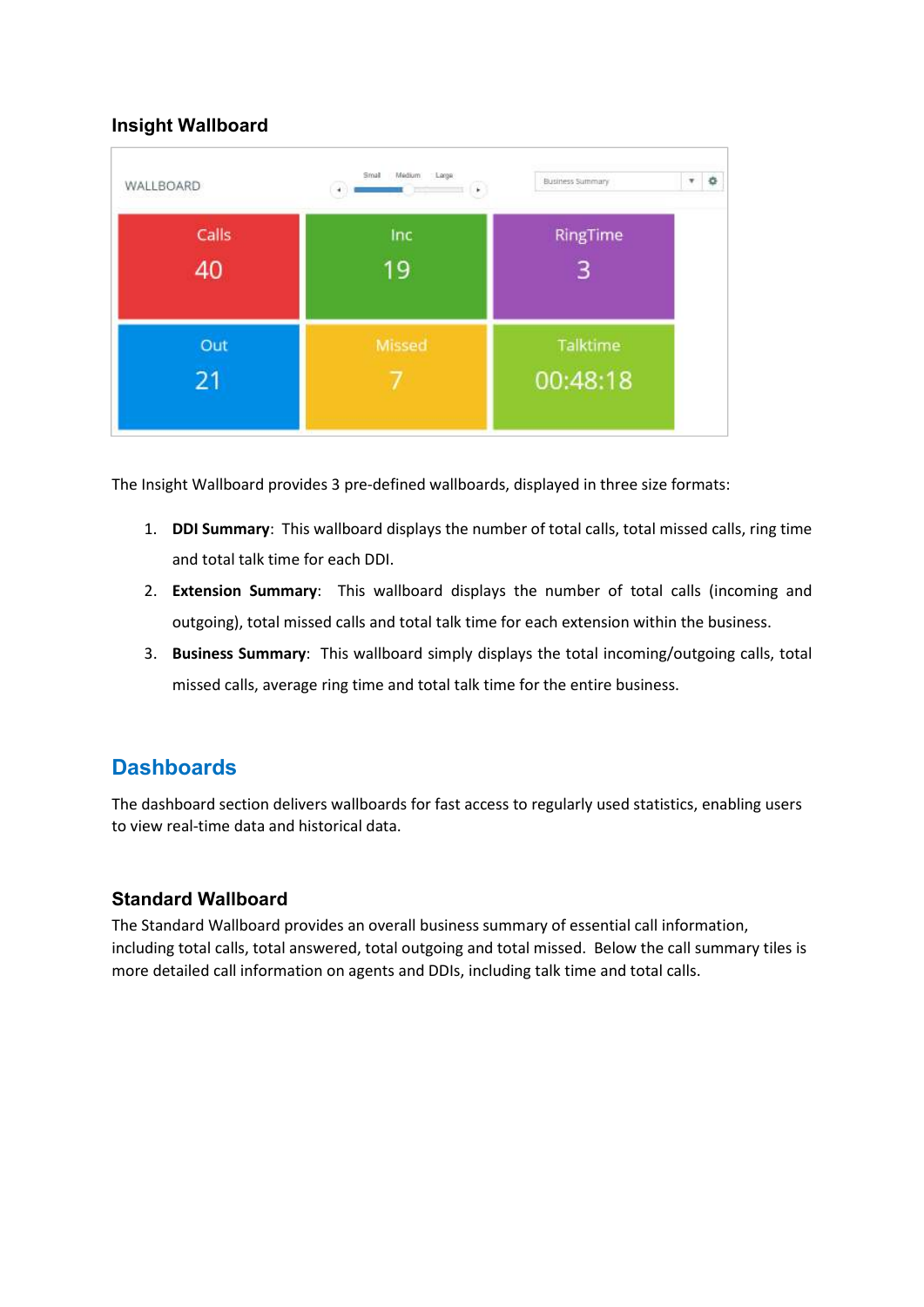### Insight Wallboard

The Insight Wallboard provides 3 pre-defined wallboards, displayed in three size formats:

1. **DDI Summary**: This wallboard displays the number of total calls, total missed calls, ring time and total talk time for each DDI.
2. **Extension Summary**: This wallboard displays the number of total calls (incoming and outgoing), total missed calls and total talk time for each extension within the business.
3. **Business Summary**: This wallboard simply displays the total incoming/outgoing calls, total missed calls, average ring time and total talk time for the entire business.

## Dashboards

The dashboard section delivers wallboards for fast access to regularly used statistics, enabling users to view real-time data and historical data.

### Standard Wallboard

The Standard Wallboard provides an overall business summary of essential call information, including total calls, total answered, total outgoing and total missed. Below the call summary tiles is more detailed call information on agents and DDIs, including talk time and total calls.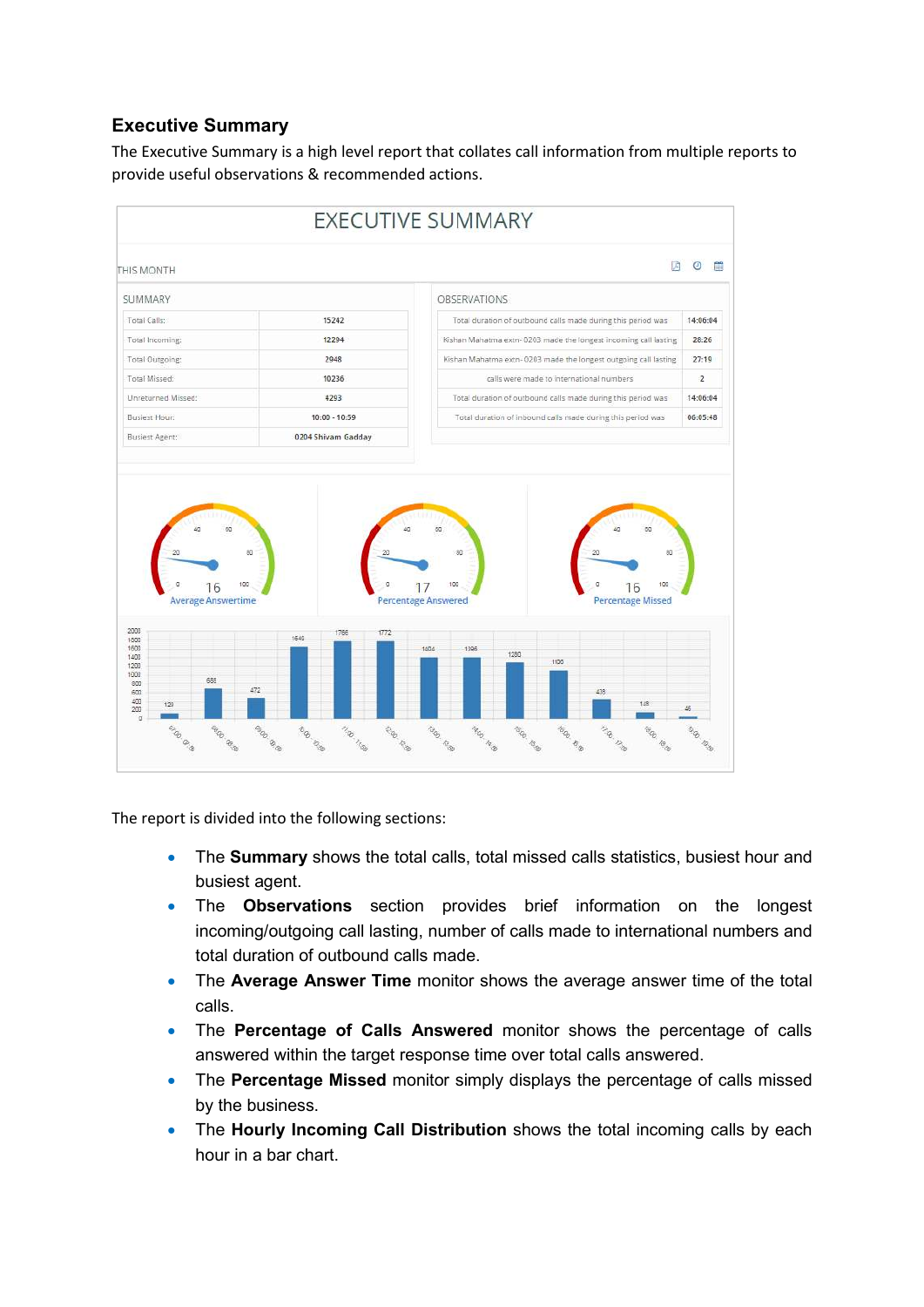## Executive Summary

The Executive Summary is a high level report that collates call information from multiple reports to provide useful observations & recommended actions.

EXECUTIVE SUMMARY

THIS MONTH

SUMMARY

| | |
|---|---|
| Total Calls: | 15242 |
| Total Incoming: | 12294 |
| Total Outgoing: | 2948 |
| Total Missed: | 10236 |
| Unreturned Missed: | 4293 |
| Busiest Hour: | 10:00 - 10:59 |
| Busiest Agent: | 0204 Shivam Gadday |

OBSERVATIONS

| | |
|---|---|
| Total duration of outbound calls made during this period was | 14:06:04 |
| Kishan Mahatma extn- 0203 made the longest incoming call lasting | 28:26 |
| Kishan Mahatma extn- 0203 made the longest outgoing call lasting | 27:19 |
| calls were made to international numbers | 2 |
| Total duration of outbound calls made during this period was | 14:06:04 |
| Total duration of inbound calls made during this period was | 06:05:48 |

16 Average Answertime

17 Percentage Answered

16 Percentage Missed

The report is divided into the following sections:

- The **Summary** shows the total calls, total missed calls statistics, busiest hour and busiest agent.
- The **Observations** section provides brief information on the longest incoming/outgoing call lasting, number of calls made to international numbers and total duration of outbound calls made.
- The **Average Answer Time** monitor shows the average answer time of the total calls.
- The **Percentage of Calls Answered** monitor shows the percentage of calls answered within the target response time over total calls answered.
- The **Percentage Missed** monitor simply displays the percentage of calls missed by the business.
- The **Hourly Incoming Call Distribution** shows the total incoming calls by each hour in a bar chart.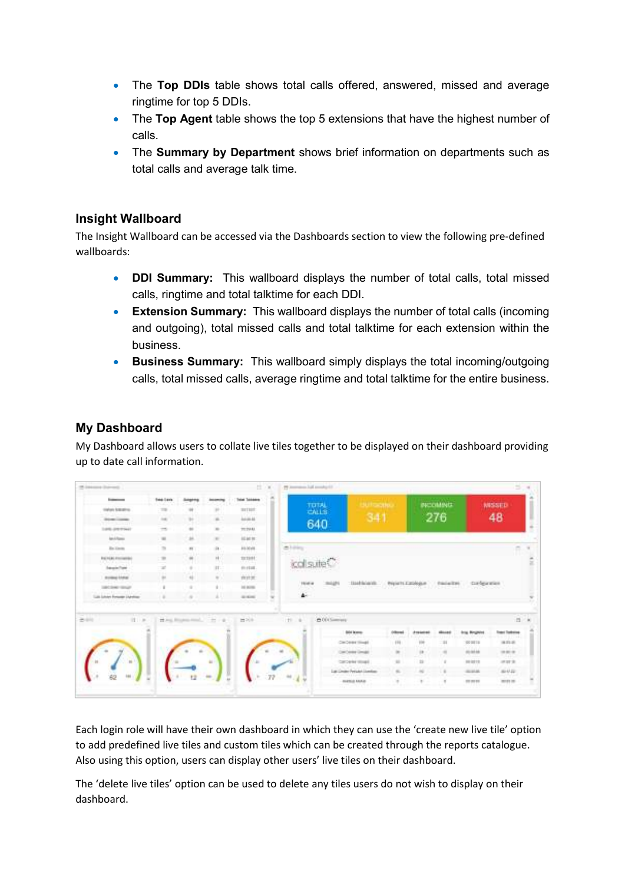- The **Top DDIs** table shows total calls offered, answered, missed and average ringtime for top 5 DDIs.
- The **Top Agent** table shows the top 5 extensions that have the highest number of calls.
- The **Summary by Department** shows brief information on departments such as total calls and average talk time.

### Insight Wallboard

The Insight Wallboard can be accessed via the Dashboards section to view the following pre-defined wallboards:

- **DDI Summary:** This wallboard displays the number of total calls, total missed calls, ringtime and total talktime for each DDI.
- **Extension Summary:** This wallboard displays the number of total calls (incoming and outgoing), total missed calls and total talktime for each extension within the business.
- **Business Summary:** This wallboard simply displays the total incoming/outgoing calls, total missed calls, average ringtime and total talktime for the entire business.

### My Dashboard

My Dashboard allows users to collate live tiles together to be displayed on their dashboard providing up to date call information.

Each login role will have their own dashboard in which they can use the 'create new live tile' option to add predefined live tiles and custom tiles which can be created through the reports catalogue. Also using this option, users can display other users' live tiles on their dashboard.

The 'delete live tiles' option can be used to delete any tiles users do not wish to display on their dashboard.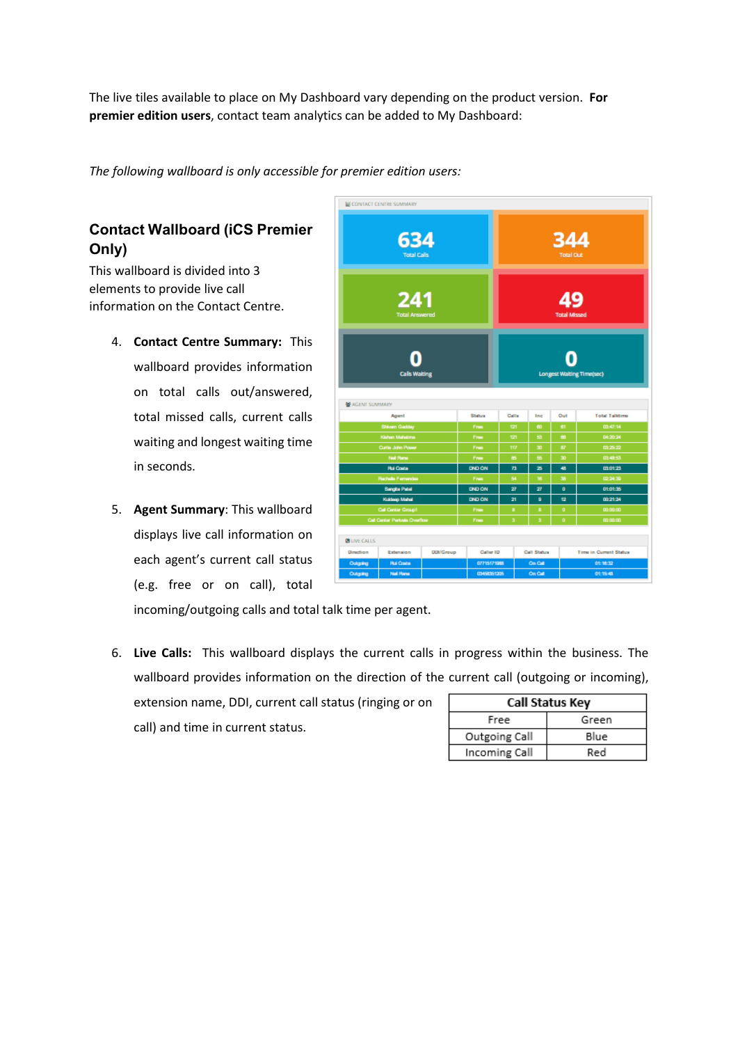The live tiles available to place on My Dashboard vary depending on the product version. **For premier edition users**, contact team analytics can be added to My Dashboard:

*The following wallboard is only accessible for premier edition users:*

## Contact Wallboard (iCS Premier Only)

This wallboard is divided into 3 elements to provide live call information on the Contact Centre.

4. **Contact Centre Summary:** This wallboard provides information on total calls out/answered, total missed calls, current calls waiting and longest waiting time in seconds.

5. **Agent Summary**: This wallboard displays live call information on each agent's current call status (e.g. free or on call), total incoming/outgoing calls and total talk time per agent.

6. **Live Calls:** This wallboard displays the current calls in progress within the business. The wallboard provides information on the direction of the current call (outgoing or incoming), extension name, DDI, current call status (ringing or on call) and time in current status.

| Call Status Key | |
|---|---|
| Free | Green |
| Outgoing Call | Blue |
| Incoming Call | Red |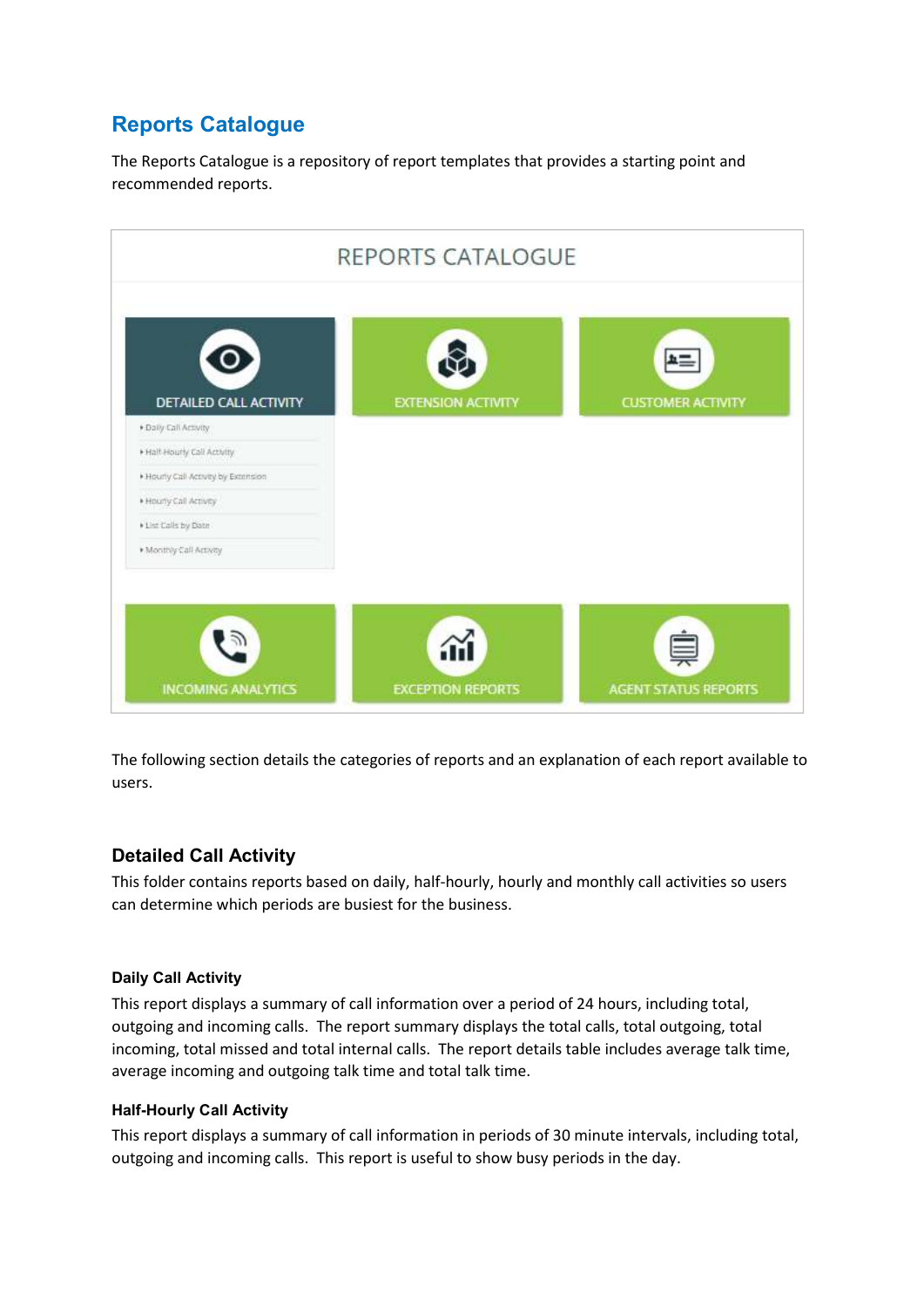## Reports Catalogue

The Reports Catalogue is a repository of report templates that provides a starting point and recommended reports.

REPORTS CATALOGUE

- DETAILED CALL ACTIVITY
  - Daily Call Activity
  - Half-Hourly Call Activity
  - Hourly Call Activity by Extension
  - Hourly Call Activity
  - List Calls by Date
  - Monthly Call Activity
- EXTENSION ACTIVITY
- CUSTOMER ACTIVITY
- INCOMING ANALYTICS
- EXCEPTION REPORTS
- AGENT STATUS REPORTS

The following section details the categories of reports and an explanation of each report available to users.

### Detailed Call Activity

This folder contains reports based on daily, half-hourly, hourly and monthly call activities so users can determine which periods are busiest for the business.

#### Daily Call Activity

This report displays a summary of call information over a period of 24 hours, including total, outgoing and incoming calls. The report summary displays the total calls, total outgoing, total incoming, total missed and total internal calls. The report details table includes average talk time, average incoming and outgoing talk time and total talk time.

#### Half-Hourly Call Activity

This report displays a summary of call information in periods of 30 minute intervals, including total, outgoing and incoming calls. This report is useful to show busy periods in the day.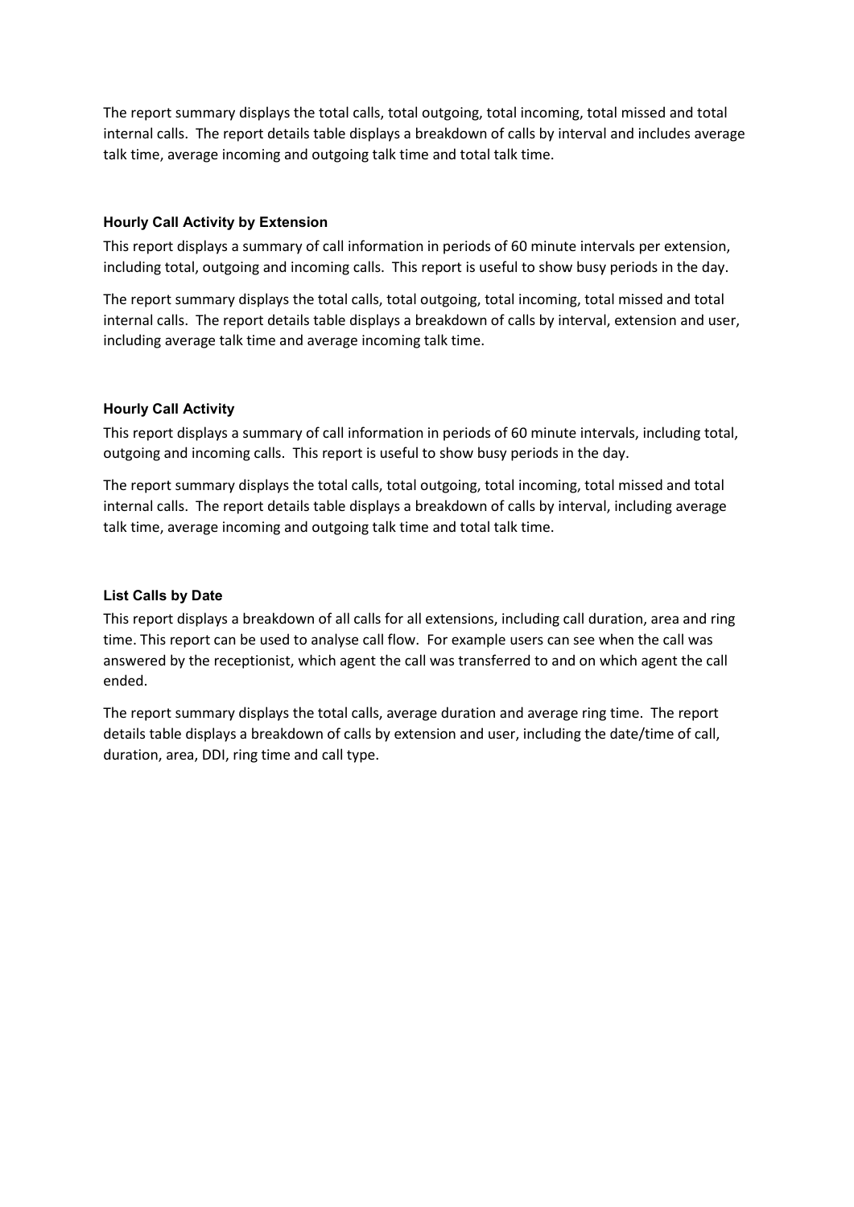The report summary displays the total calls, total outgoing, total incoming, total missed and total internal calls. The report details table displays a breakdown of calls by interval and includes average talk time, average incoming and outgoing talk time and total talk time.

### Hourly Call Activity by Extension

This report displays a summary of call information in periods of 60 minute intervals per extension, including total, outgoing and incoming calls. This report is useful to show busy periods in the day.

The report summary displays the total calls, total outgoing, total incoming, total missed and total internal calls. The report details table displays a breakdown of calls by interval, extension and user, including average talk time and average incoming talk time.

### Hourly Call Activity

This report displays a summary of call information in periods of 60 minute intervals, including total, outgoing and incoming calls. This report is useful to show busy periods in the day.

The report summary displays the total calls, total outgoing, total incoming, total missed and total internal calls. The report details table displays a breakdown of calls by interval, including average talk time, average incoming and outgoing talk time and total talk time.

### List Calls by Date

This report displays a breakdown of all calls for all extensions, including call duration, area and ring time. This report can be used to analyse call flow. For example users can see when the call was answered by the receptionist, which agent the call was transferred to and on which agent the call ended.

The report summary displays the total calls, average duration and average ring time. The report details table displays a breakdown of calls by extension and user, including the date/time of call, duration, area, DDI, ring time and call type.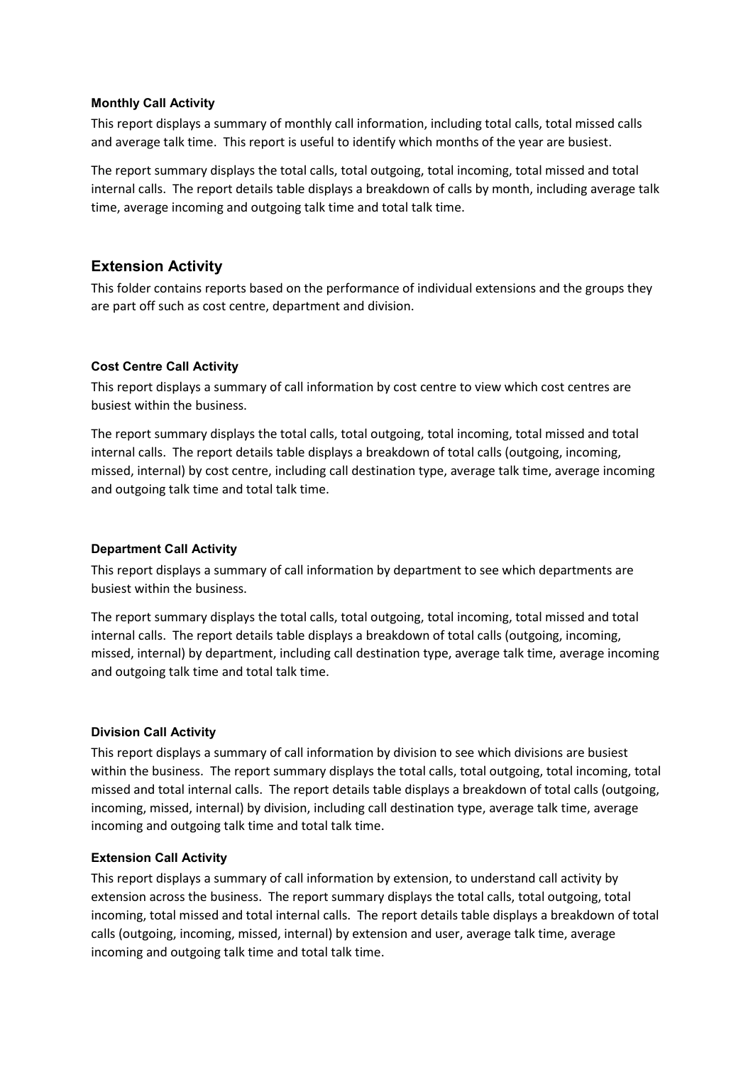#### Monthly Call Activity

This report displays a summary of monthly call information, including total calls, total missed calls and average talk time.  This report is useful to identify which months of the year are busiest.

The report summary displays the total calls, total outgoing, total incoming, total missed and total internal calls.  The report details table displays a breakdown of calls by month, including average talk time, average incoming and outgoing talk time and total talk time.

## Extension Activity

This folder contains reports based on the performance of individual extensions and the groups they are part off such as cost centre, department and division.

#### Cost Centre Call Activity

This report displays a summary of call information by cost centre to view which cost centres are busiest within the business.

The report summary displays the total calls, total outgoing, total incoming, total missed and total internal calls.  The report details table displays a breakdown of total calls (outgoing, incoming, missed, internal) by cost centre, including call destination type, average talk time, average incoming and outgoing talk time and total talk time.

#### Department Call Activity

This report displays a summary of call information by department to see which departments are busiest within the business.

The report summary displays the total calls, total outgoing, total incoming, total missed and total internal calls.  The report details table displays a breakdown of total calls (outgoing, incoming, missed, internal) by department, including call destination type, average talk time, average incoming and outgoing talk time and total talk time.

#### Division Call Activity

This report displays a summary of call information by division to see which divisions are busiest within the business.  The report summary displays the total calls, total outgoing, total incoming, total missed and total internal calls.  The report details table displays a breakdown of total calls (outgoing, incoming, missed, internal) by division, including call destination type, average talk time, average incoming and outgoing talk time and total talk time.

#### Extension Call Activity

This report displays a summary of call information by extension, to understand call activity by extension across the business.  The report summary displays the total calls, total outgoing, total incoming, total missed and total internal calls.  The report details table displays a breakdown of total calls (outgoing, incoming, missed, internal) by extension and user, average talk time, average incoming and outgoing talk time and total talk time.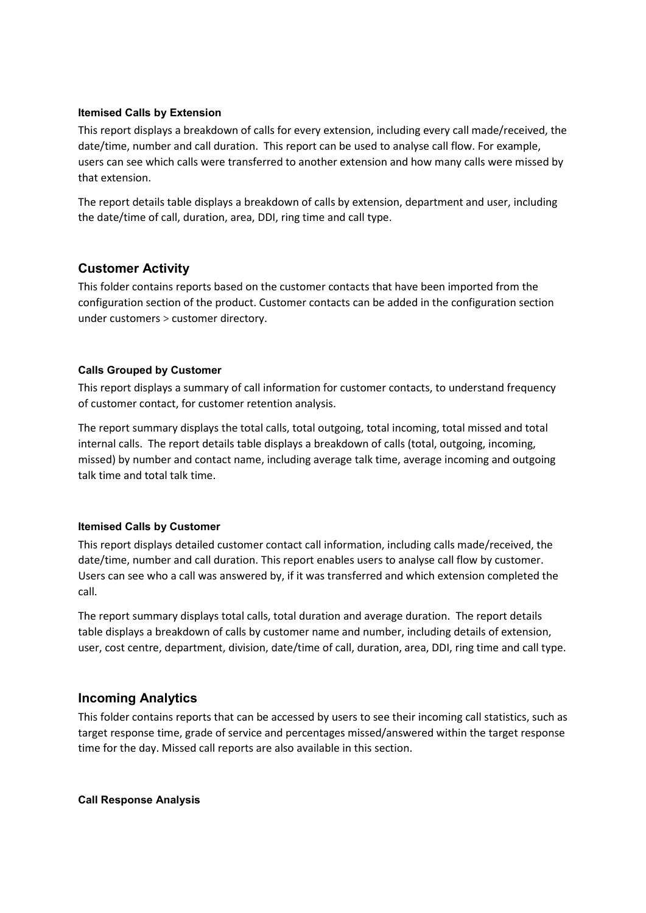#### Itemised Calls by Extension

This report displays a breakdown of calls for every extension, including every call made/received, the date/time, number and call duration. This report can be used to analyse call flow. For example, users can see which calls were transferred to another extension and how many calls were missed by that extension.

The report details table displays a breakdown of calls by extension, department and user, including the date/time of call, duration, area, DDI, ring time and call type.

## Customer Activity

This folder contains reports based on the customer contacts that have been imported from the configuration section of the product. Customer contacts can be added in the configuration section under customers > customer directory.

#### Calls Grouped by Customer

This report displays a summary of call information for customer contacts, to understand frequency of customer contact, for customer retention analysis.

The report summary displays the total calls, total outgoing, total incoming, total missed and total internal calls. The report details table displays a breakdown of calls (total, outgoing, incoming, missed) by number and contact name, including average talk time, average incoming and outgoing talk time and total talk time.

#### Itemised Calls by Customer

This report displays detailed customer contact call information, including calls made/received, the date/time, number and call duration. This report enables users to analyse call flow by customer. Users can see who a call was answered by, if it was transferred and which extension completed the call.

The report summary displays total calls, total duration and average duration. The report details table displays a breakdown of calls by customer name and number, including details of extension, user, cost centre, department, division, date/time of call, duration, area, DDI, ring time and call type.

## Incoming Analytics

This folder contains reports that can be accessed by users to see their incoming call statistics, such as target response time, grade of service and percentages missed/answered within the target response time for the day. Missed call reports are also available in this section.

#### Call Response Analysis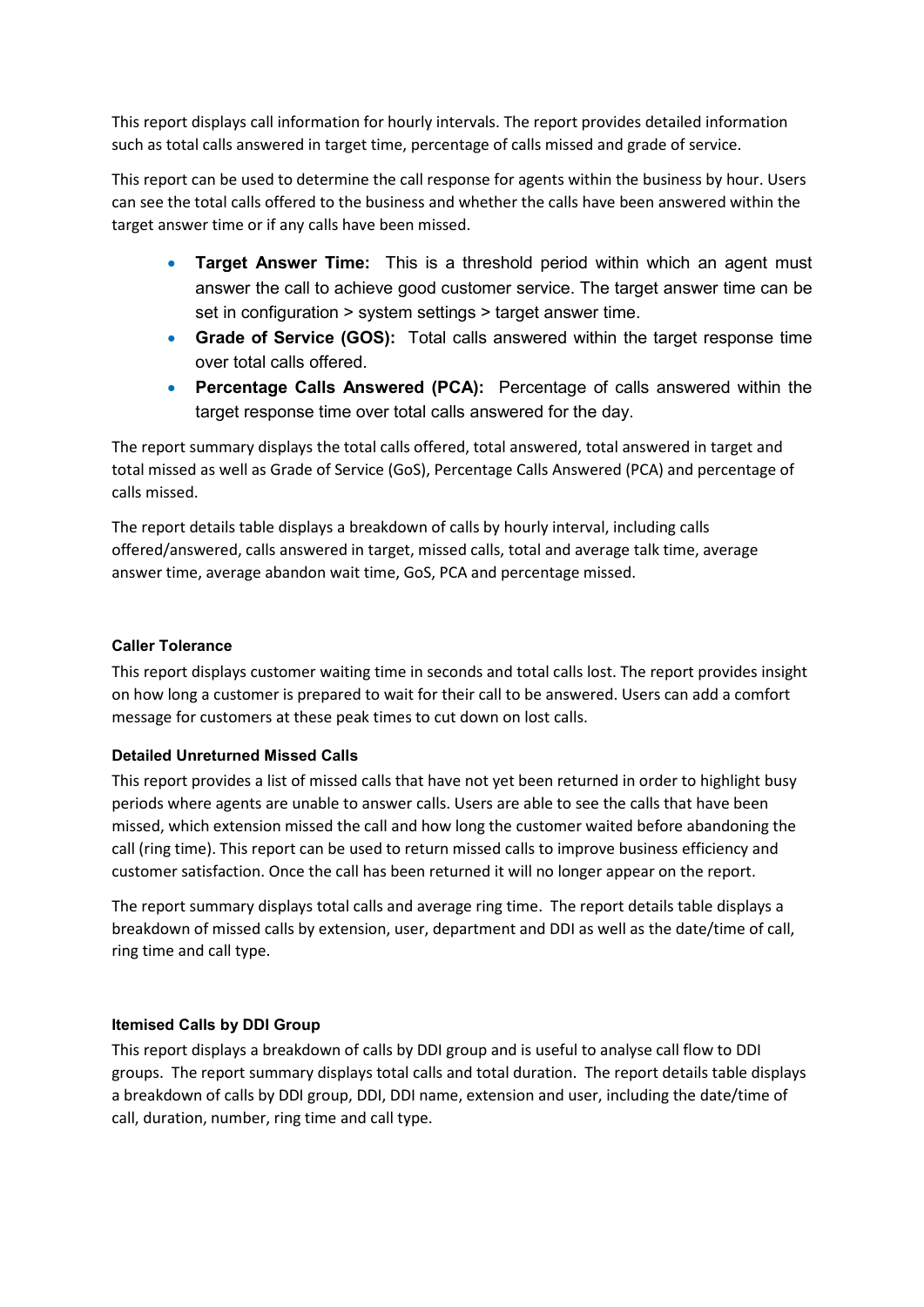This report displays call information for hourly intervals. The report provides detailed information such as total calls answered in target time, percentage of calls missed and grade of service.

This report can be used to determine the call response for agents within the business by hour. Users can see the total calls offered to the business and whether the calls have been answered within the target answer time or if any calls have been missed.

- **Target Answer Time:** This is a threshold period within which an agent must answer the call to achieve good customer service. The target answer time can be set in configuration > system settings > target answer time.
- **Grade of Service (GOS):** Total calls answered within the target response time over total calls offered.
- **Percentage Calls Answered (PCA):** Percentage of calls answered within the target response time over total calls answered for the day.

The report summary displays the total calls offered, total answered, total answered in target and total missed as well as Grade of Service (GoS), Percentage Calls Answered (PCA) and percentage of calls missed.

The report details table displays a breakdown of calls by hourly interval, including calls offered/answered, calls answered in target, missed calls, total and average talk time, average answer time, average abandon wait time, GoS, PCA and percentage missed.

#### Caller Tolerance

This report displays customer waiting time in seconds and total calls lost. The report provides insight on how long a customer is prepared to wait for their call to be answered. Users can add a comfort message for customers at these peak times to cut down on lost calls.

#### Detailed Unreturned Missed Calls

This report provides a list of missed calls that have not yet been returned in order to highlight busy periods where agents are unable to answer calls. Users are able to see the calls that have been missed, which extension missed the call and how long the customer waited before abandoning the call (ring time). This report can be used to return missed calls to improve business efficiency and customer satisfaction. Once the call has been returned it will no longer appear on the report.

The report summary displays total calls and average ring time. The report details table displays a breakdown of missed calls by extension, user, department and DDI as well as the date/time of call, ring time and call type.

#### Itemised Calls by DDI Group

This report displays a breakdown of calls by DDI group and is useful to analyse call flow to DDI groups. The report summary displays total calls and total duration. The report details table displays a breakdown of calls by DDI group, DDI, DDI name, extension and user, including the date/time of call, duration, number, ring time and call type.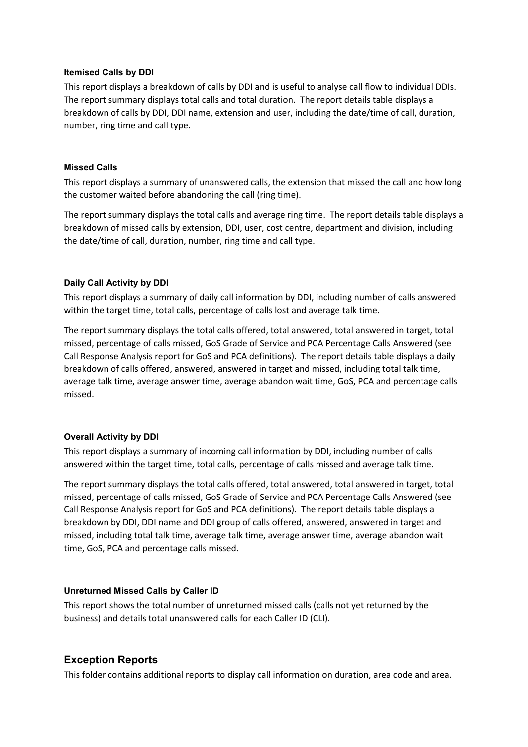#### Itemised Calls by DDI

This report displays a breakdown of calls by DDI and is useful to analyse call flow to individual DDIs. The report summary displays total calls and total duration. The report details table displays a breakdown of calls by DDI, DDI name, extension and user, including the date/time of call, duration, number, ring time and call type.

#### Missed Calls

This report displays a summary of unanswered calls, the extension that missed the call and how long the customer waited before abandoning the call (ring time).

The report summary displays the total calls and average ring time. The report details table displays a breakdown of missed calls by extension, DDI, user, cost centre, department and division, including the date/time of call, duration, number, ring time and call type.

#### Daily Call Activity by DDI

This report displays a summary of daily call information by DDI, including number of calls answered within the target time, total calls, percentage of calls lost and average talk time.

The report summary displays the total calls offered, total answered, total answered in target, total missed, percentage of calls missed, GoS Grade of Service and PCA Percentage Calls Answered (see Call Response Analysis report for GoS and PCA definitions). The report details table displays a daily breakdown of calls offered, answered, answered in target and missed, including total talk time, average talk time, average answer time, average abandon wait time, GoS, PCA and percentage calls missed.

#### Overall Activity by DDI

This report displays a summary of incoming call information by DDI, including number of calls answered within the target time, total calls, percentage of calls missed and average talk time.

The report summary displays the total calls offered, total answered, total answered in target, total missed, percentage of calls missed, GoS Grade of Service and PCA Percentage Calls Answered (see Call Response Analysis report for GoS and PCA definitions). The report details table displays a breakdown by DDI, DDI name and DDI group of calls offered, answered, answered in target and missed, including total talk time, average talk time, average answer time, average abandon wait time, GoS, PCA and percentage calls missed.

#### Unreturned Missed Calls by Caller ID

This report shows the total number of unreturned missed calls (calls not yet returned by the business) and details total unanswered calls for each Caller ID (CLI).

### Exception Reports

This folder contains additional reports to display call information on duration, area code and area.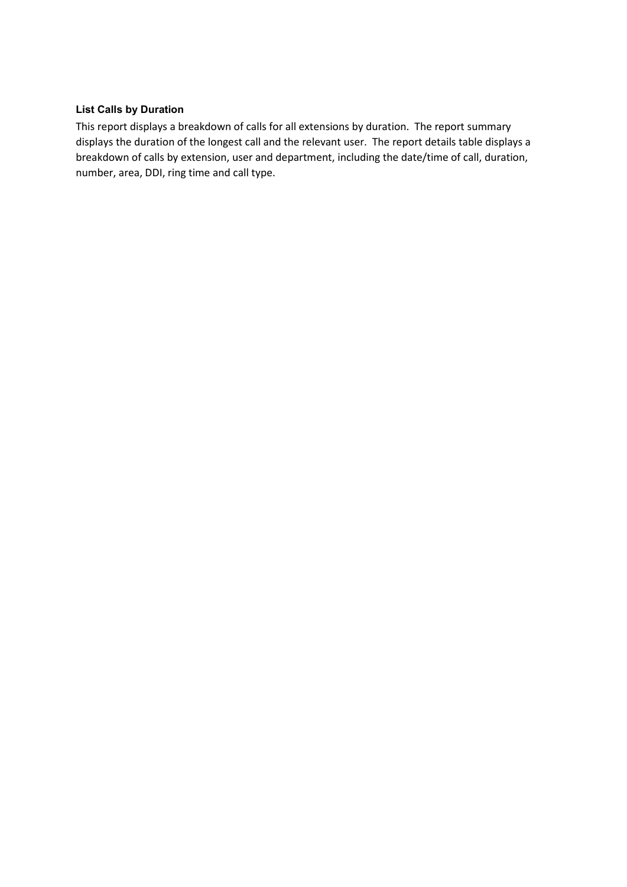**List Calls by Duration**

This report displays a breakdown of calls for all extensions by duration. The report summary displays the duration of the longest call and the relevant user. The report details table displays a breakdown of calls by extension, user and department, including the date/time of call, duration, number, area, DDI, ring time and call type.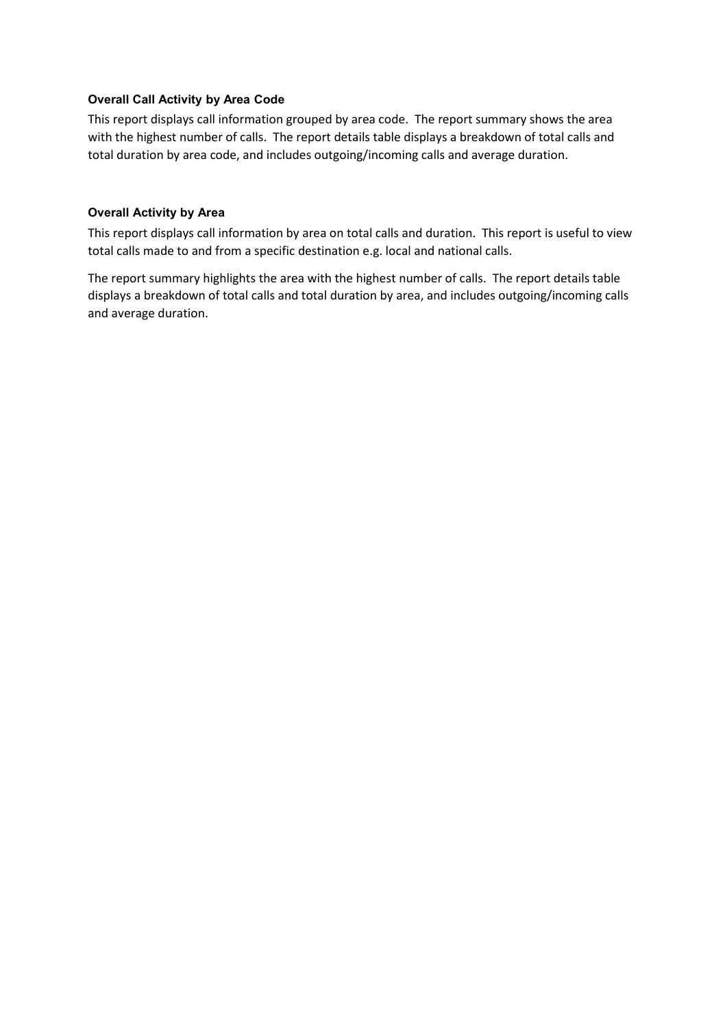### Overall Call Activity by Area Code

This report displays call information grouped by area code. The report summary shows the area with the highest number of calls. The report details table displays a breakdown of total calls and total duration by area code, and includes outgoing/incoming calls and average duration.

### Overall Activity by Area

This report displays call information by area on total calls and duration. This report is useful to view total calls made to and from a specific destination e.g. local and national calls.

The report summary highlights the area with the highest number of calls. The report details table displays a breakdown of total calls and total duration by area, and includes outgoing/incoming calls and average duration.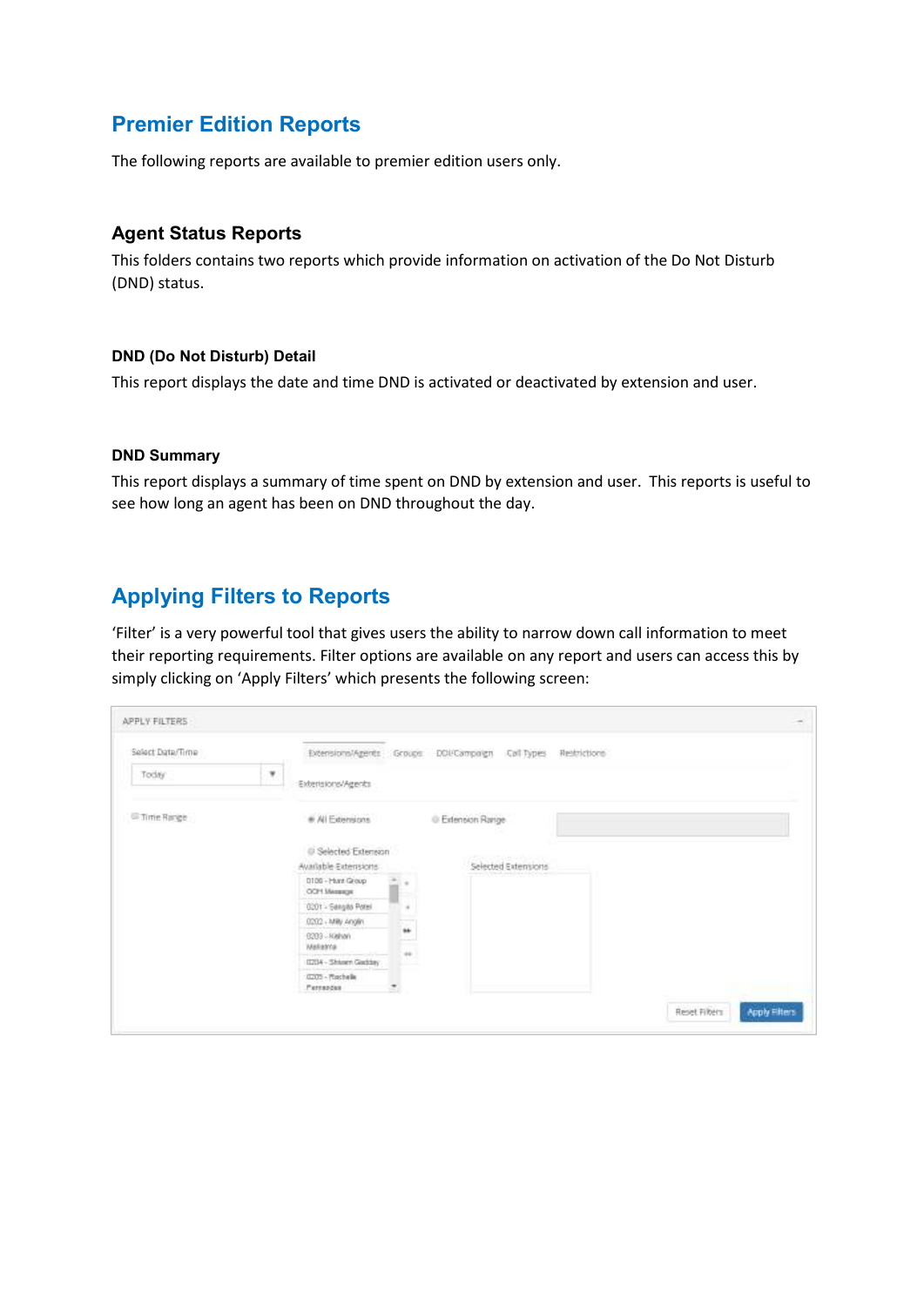## Premier Edition Reports

The following reports are available to premier edition users only.

### Agent Status Reports

This folders contains two reports which provide information on activation of the Do Not Disturb (DND) status.

#### DND (Do Not Disturb) Detail

This report displays the date and time DND is activated or deactivated by extension and user.

#### DND Summary

This report displays a summary of time spent on DND by extension and user. This reports is useful to see how long an agent has been on DND throughout the day.

## Applying Filters to Reports

'Filter' is a very powerful tool that gives users the ability to narrow down call information to meet their reporting requirements. Filter options are available on any report and users can access this by simply clicking on 'Apply Filters' which presents the following screen: